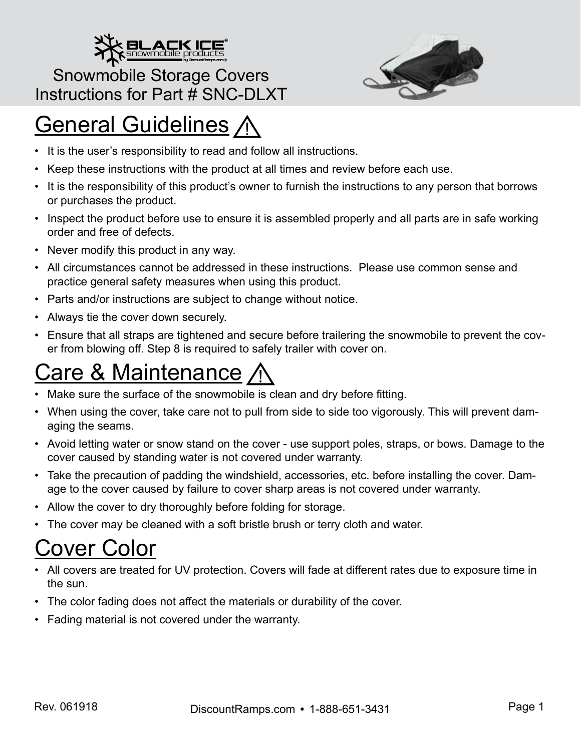BLACK ICE® snowmobile products by DiscountRamps.com®

# Snowmobile Storage Covers
# Instructions for Part # SNC-DLXT

## General Guidelines ⚠

- It is the user's responsibility to read and follow all instructions.
- Keep these instructions with the product at all times and review before each use.
- It is the responsibility of this product's owner to furnish the instructions to any person that borrows or purchases the product.
- Inspect the product before use to ensure it is assembled properly and all parts are in safe working order and free of defects.
- Never modify this product in any way.
- All circumstances cannot be addressed in these instructions. Please use common sense and practice general safety measures when using this product.
- Parts and/or instructions are subject to change without notice.
- Always tie the cover down securely.
- Ensure that all straps are tightened and secure before trailering the snowmobile to prevent the cover from blowing off. Step 8 is required to safely trailer with cover on.

## Care & Maintenance ⚠

- Make sure the surface of the snowmobile is clean and dry before fitting.
- When using the cover, take care not to pull from side to side too vigorously. This will prevent damaging the seams.
- Avoid letting water or snow stand on the cover - use support poles, straps, or bows. Damage to the cover caused by standing water is not covered under warranty.
- Take the precaution of padding the windshield, accessories, etc. before installing the cover. Damage to the cover caused by failure to cover sharp areas is not covered under warranty.
- Allow the cover to dry thoroughly before folding for storage.
- The cover may be cleaned with a soft bristle brush or terry cloth and water.

## Cover Color

- All covers are treated for UV protection. Covers will fade at different rates due to exposure time in the sun.
- The color fading does not affect the materials or durability of the cover.
- Fading material is not covered under the warranty.

Rev. 061918

DiscountRamps.com • 1-888-651-3431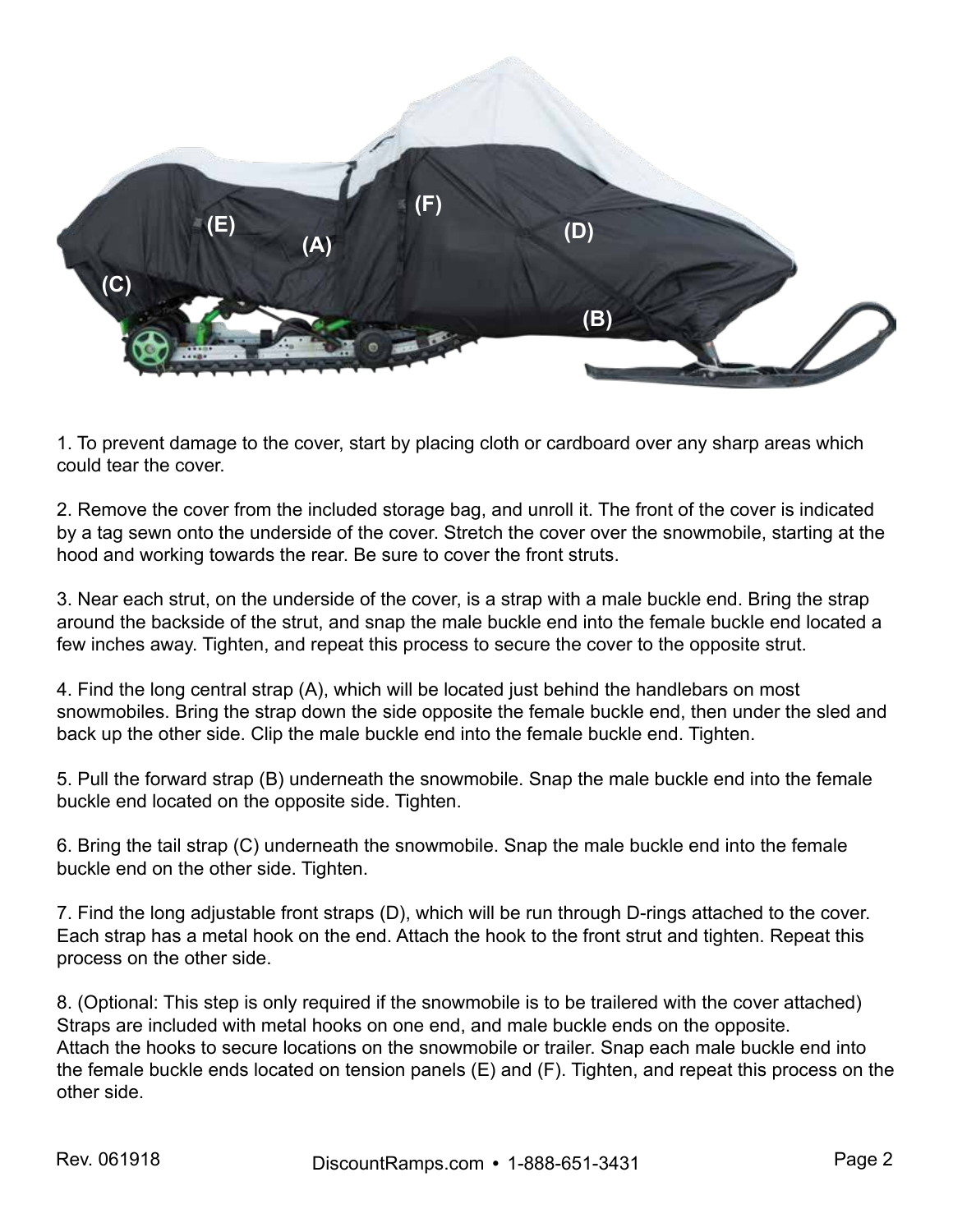1. To prevent damage to the cover, start by placing cloth or cardboard over any sharp areas which could tear the cover.

2. Remove the cover from the included storage bag, and unroll it. The front of the cover is indicated by a tag sewn onto the underside of the cover. Stretch the cover over the snowmobile, starting at the hood and working towards the rear. Be sure to cover the front struts.

3. Near each strut, on the underside of the cover, is a strap with a male buckle end. Bring the strap around the backside of the strut, and snap the male buckle end into the female buckle end located a few inches away. Tighten, and repeat this process to secure the cover to the opposite strut.

4. Find the long central strap (A), which will be located just behind the handlebars on most snowmobiles. Bring the strap down the side opposite the female buckle end, then under the sled and back up the other side. Clip the male buckle end into the female buckle end. Tighten.

5. Pull the forward strap (B) underneath the snowmobile. Snap the male buckle end into the female buckle end located on the opposite side. Tighten.

6. Bring the tail strap (C) underneath the snowmobile. Snap the male buckle end into the female buckle end on the other side. Tighten.

7. Find the long adjustable front straps (D), which will be run through D-rings attached to the cover. Each strap has a metal hook on the end. Attach the hook to the front strut and tighten. Repeat this process on the other side.

8. (Optional: This step is only required if the snowmobile is to be trailered with the cover attached) Straps are included with metal hooks on one end, and male buckle ends on the opposite. Attach the hooks to secure locations on the snowmobile or trailer. Snap each male buckle end into the female buckle ends located on tension panels (E) and (F). Tighten, and repeat this process on the other side.

Rev. 061918

DiscountRamps.com • 1-888-651-3431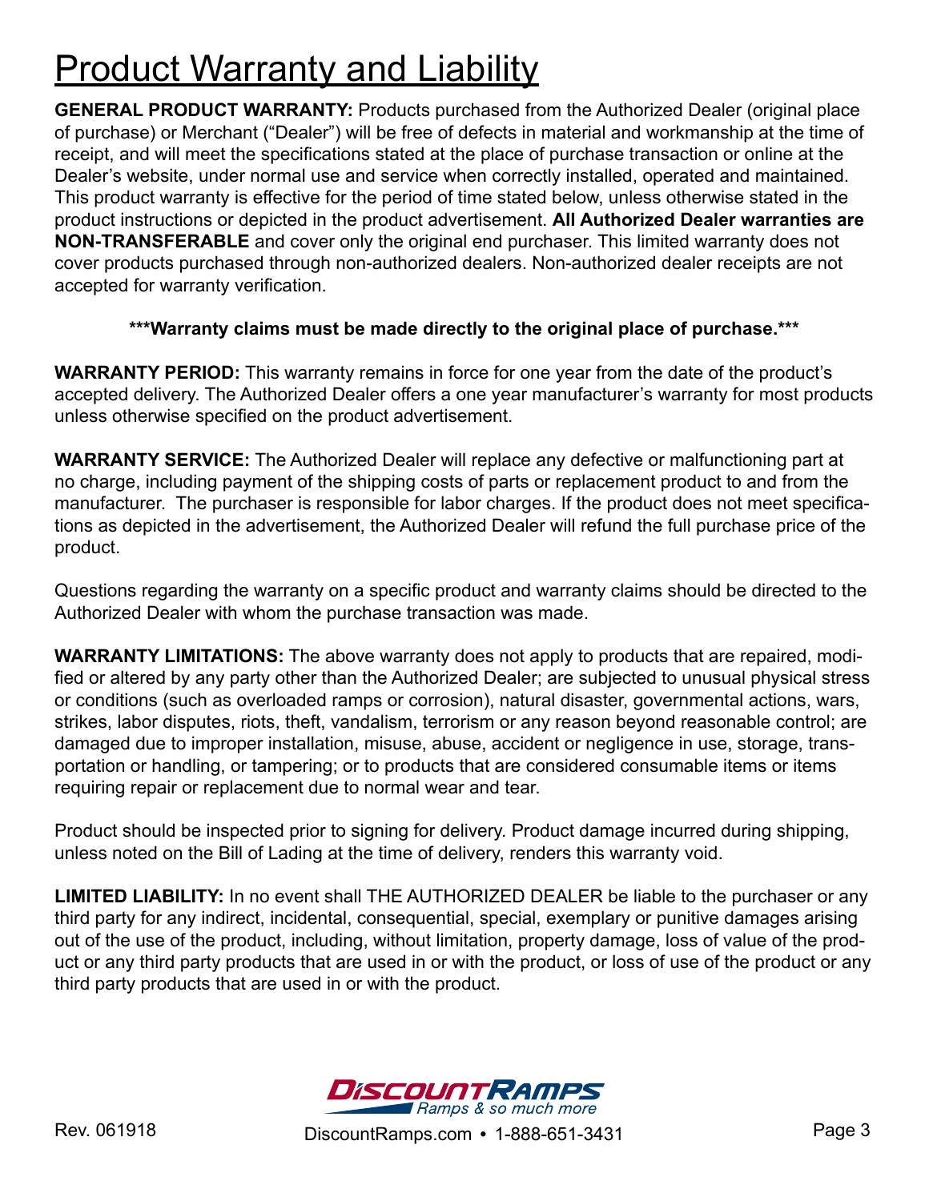# Product Warranty and Liability

**GENERAL PRODUCT WARRANTY:** Products purchased from the Authorized Dealer (original place of purchase) or Merchant ("Dealer") will be free of defects in material and workmanship at the time of receipt, and will meet the specifications stated at the place of purchase transaction or online at the Dealer's website, under normal use and service when correctly installed, operated and maintained. This product warranty is effective for the period of time stated below, unless otherwise stated in the product instructions or depicted in the product advertisement. **All Authorized Dealer warranties are NON-TRANSFERABLE** and cover only the original end purchaser. This limited warranty does not cover products purchased through non-authorized dealers. Non-authorized dealer receipts are not accepted for warranty verification.

**\*\*\*Warranty claims must be made directly to the original place of purchase.\*\*\***

**WARRANTY PERIOD:** This warranty remains in force for one year from the date of the product's accepted delivery. The Authorized Dealer offers a one year manufacturer's warranty for most products unless otherwise specified on the product advertisement.

**WARRANTY SERVICE:** The Authorized Dealer will replace any defective or malfunctioning part at no charge, including payment of the shipping costs of parts or replacement product to and from the manufacturer. The purchaser is responsible for labor charges. If the product does not meet specifications as depicted in the advertisement, the Authorized Dealer will refund the full purchase price of the product.

Questions regarding the warranty on a specific product and warranty claims should be directed to the Authorized Dealer with whom the purchase transaction was made.

**WARRANTY LIMITATIONS:** The above warranty does not apply to products that are repaired, modified or altered by any party other than the Authorized Dealer; are subjected to unusual physical stress or conditions (such as overloaded ramps or corrosion), natural disaster, governmental actions, wars, strikes, labor disputes, riots, theft, vandalism, terrorism or any reason beyond reasonable control; are damaged due to improper installation, misuse, abuse, accident or negligence in use, storage, transportation or handling, or tampering; or to products that are considered consumable items or items requiring repair or replacement due to normal wear and tear.

Product should be inspected prior to signing for delivery. Product damage incurred during shipping, unless noted on the Bill of Lading at the time of delivery, renders this warranty void.

**LIMITED LIABILITY:** In no event shall THE AUTHORIZED DEALER be liable to the purchaser or any third party for any indirect, incidental, consequential, special, exemplary or punitive damages arising out of the use of the product, including, without limitation, property damage, loss of value of the product or any third party products that are used in or with the product, or loss of use of the product or any third party products that are used in or with the product.

DiscountRamps – Ramps & so much more

Rev. 061918

DiscountRamps.com • 1-888-651-3431